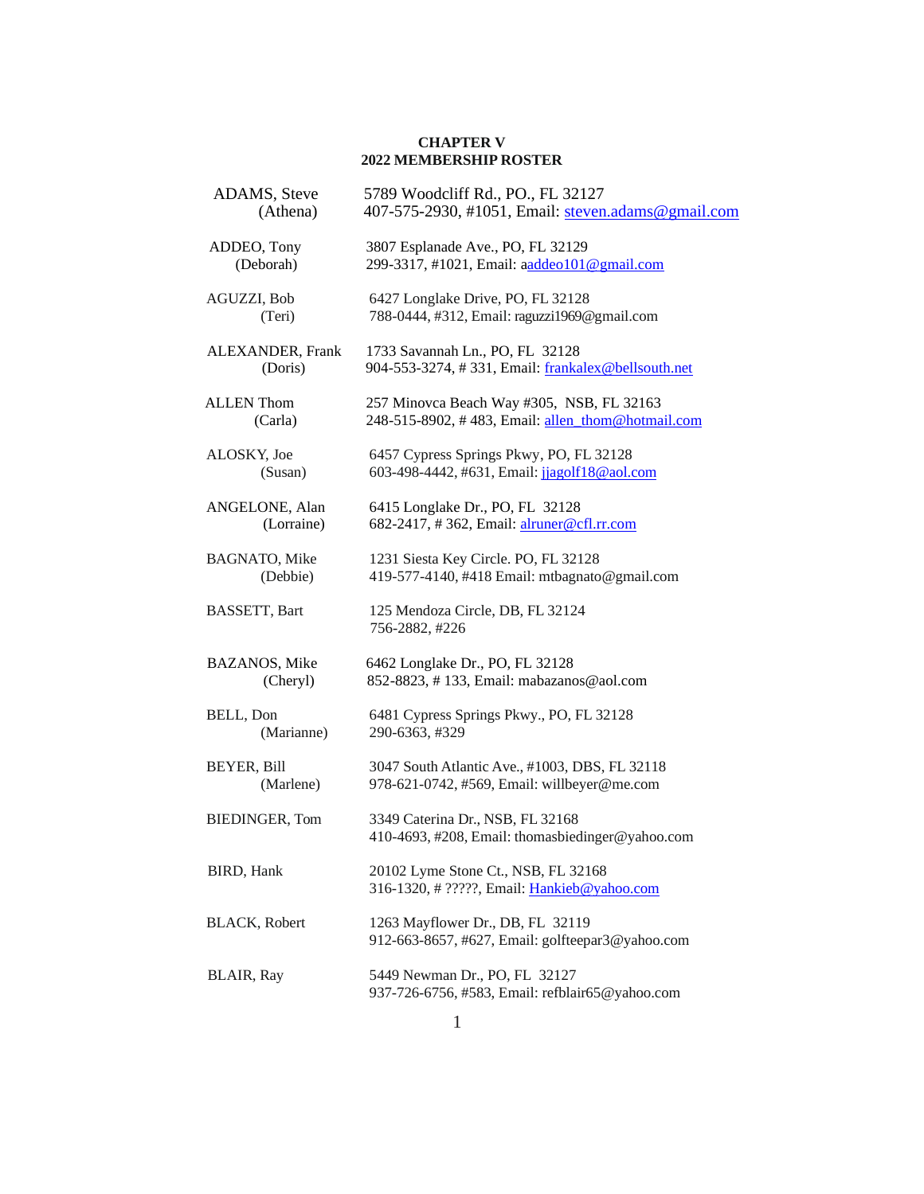**CHAPTER V**
**2022 MEMBERSHIP ROSTER**

| | |
|---|---|
| ADAMS, Steve (Athena) | 5789 Woodcliff Rd., PO., FL 32127<br>407-575-2930, #1051, Email: steven.adams@gmail.com |
| ADDEO, Tony (Deborah) | 3807 Esplanade Ave., PO, FL 32129<br>299-3317, #1021, Email: aaddeo101@gmail.com |
| AGUZZI, Bob (Teri) | 6427 Longlake Drive, PO, FL 32128<br>788-0444, #312, Email: raguzzi1969@gmail.com |
| ALEXANDER, Frank (Doris) | 1733 Savannah Ln., PO, FL 32128<br>904-553-3274, # 331, Email: frankalex@bellsouth.net |
| ALLEN Thom (Carla) | 257 Minovca Beach Way #305, NSB, FL 32163<br>248-515-8902, # 483, Email: allen_thom@hotmail.com |
| ALOSKY, Joe (Susan) | 6457 Cypress Springs Pkwy, PO, FL 32128<br>603-498-4442, #631, Email: jjagolf18@aol.com |
| ANGELONE, Alan (Lorraine) | 6415 Longlake Dr., PO, FL 32128<br>682-2417, # 362, Email: alruner@cfl.rr.com |
| BAGNATO, Mike (Debbie) | 1231 Siesta Key Circle. PO, FL 32128<br>419-577-4140, #418 Email: mtbagnato@gmail.com |
| BASSETT, Bart | 125 Mendoza Circle, DB, FL 32124<br>756-2882, #226 |
| BAZANOS, Mike (Cheryl) | 6462 Longlake Dr., PO, FL 32128<br>852-8823, # 133, Email: mabazanos@aol.com |
| BELL, Don (Marianne) | 6481 Cypress Springs Pkwy., PO, FL 32128<br>290-6363, #329 |
| BEYER, Bill (Marlene) | 3047 South Atlantic Ave., #1003, DBS, FL 32118<br>978-621-0742, #569, Email: willbeyer@me.com |
| BIEDINGER, Tom | 3349 Caterina Dr., NSB, FL 32168<br>410-4693, #208, Email: thomasbiedinger@yahoo.com |
| BIRD, Hank | 20102 Lyme Stone Ct., NSB, FL 32168<br>316-1320, # ?????, Email: Hankieb@yahoo.com |
| BLACK, Robert | 1263 Mayflower Dr., DB, FL 32119<br>912-663-8657, #627, Email: golfteepar3@yahoo.com |
| BLAIR, Ray | 5449 Newman Dr., PO, FL 32127<br>937-726-6756, #583, Email: refblair65@yahoo.com |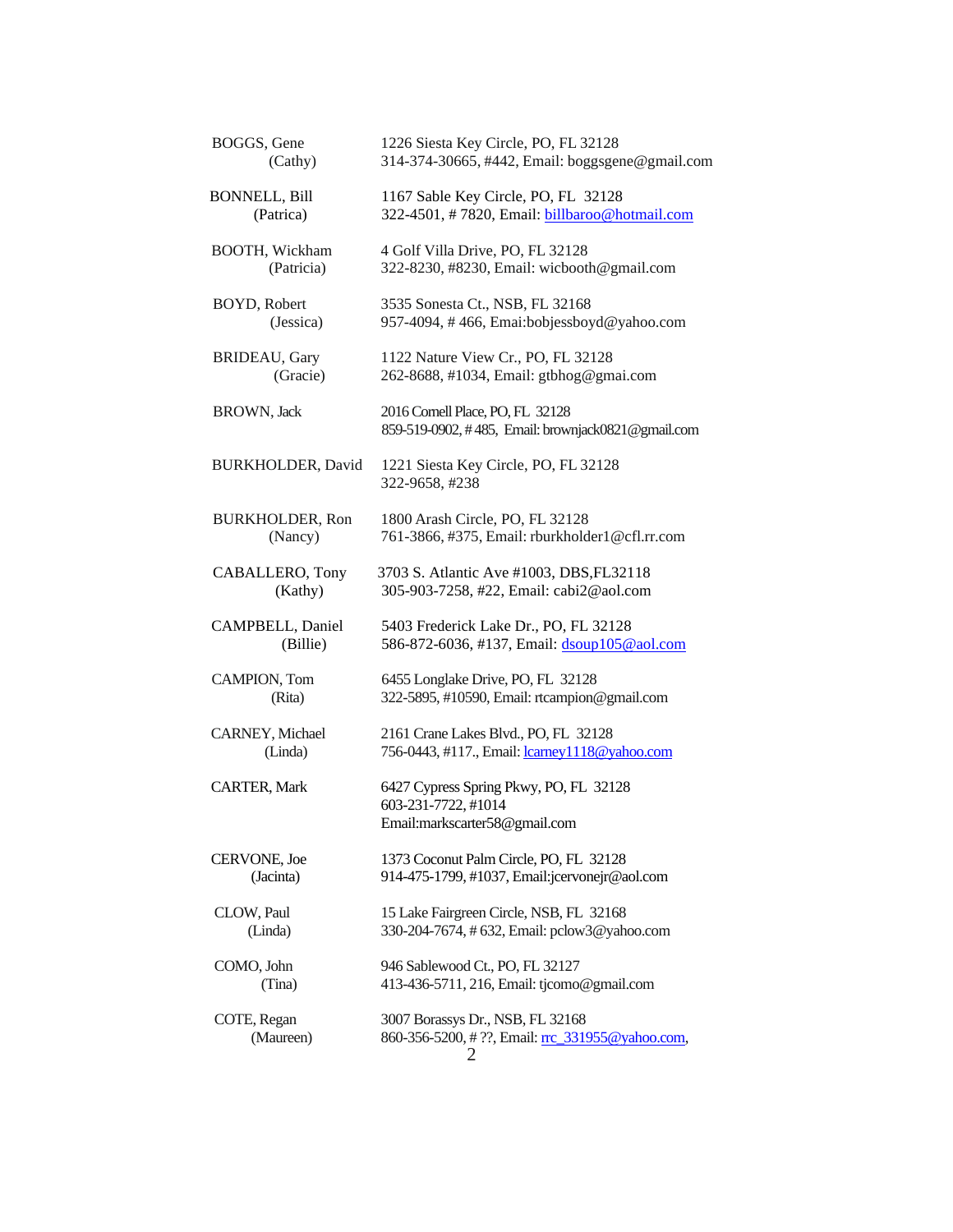BOGGS, Gene (Cathy)
1226 Siesta Key Circle, PO, FL 32128
314-374-30665, #442, Email: boggsgene@gmail.com

BONNELL, Bill (Patrica)
1167 Sable Key Circle, PO, FL 32128
322-4501, # 7820, Email: billbaroo@hotmail.com

BOOTH, Wickham (Patricia)
4 Golf Villa Drive, PO, FL 32128
322-8230, #8230, Email: wicbooth@gmail.com

BOYD, Robert (Jessica)
3535 Sonesta Ct., NSB, FL 32168
957-4094, # 466, Emai:bobjessboyd@yahoo.com

BRIDEAU, Gary (Gracie)
1122 Nature View Cr., PO, FL 32128
262-8688, #1034, Email: gtbhog@gmai.com

BROWN, Jack
2016 Cornell Place, PO, FL 32128
859-519-0902, # 485, Email: brownjack0821@gmail.com

BURKHOLDER, David
1221 Siesta Key Circle, PO, FL 32128
322-9658, #238

BURKHOLDER, Ron (Nancy)
1800 Arash Circle, PO, FL 32128
761-3866, #375, Email: rburkholder1@cfl.rr.com

CABALLERO, Tony (Kathy)
3703 S. Atlantic Ave #1003, DBS,FL32118
305-903-7258, #22, Email: cabi2@aol.com

CAMPBELL, Daniel (Billie)
5403 Frederick Lake Dr., PO, FL 32128
586-872-6036, #137, Email: dsoup105@aol.com

CAMPION, Tom (Rita)
6455 Longlake Drive, PO, FL 32128
322-5895, #10590, Email: rtcampion@gmail.com

CARNEY, Michael (Linda)
2161 Crane Lakes Blvd., PO, FL 32128
756-0443, #117., Email: lcarney1118@yahoo.com

CARTER, Mark
6427 Cypress Spring Pkwy, PO, FL 32128
603-231-7722, #1014
Email:markscarter58@gmail.com

CERVONE, Joe (Jacinta)
1373 Coconut Palm Circle, PO, FL 32128
914-475-1799, #1037, Email:jcervonejr@aol.com

CLOW, Paul (Linda)
15 Lake Fairgreen Circle, NSB, FL 32168
330-204-7674, # 632, Email: pclow3@yahoo.com

COMO, John (Tina)
946 Sablewood Ct., PO, FL 32127
413-436-5711, 216, Email: tjcomo@gmail.com

COTE, Regan (Maureen)
3007 Borassys Dr., NSB, FL 32168
860-356-5200, # ??, Email: rrc_331955@yahoo.com,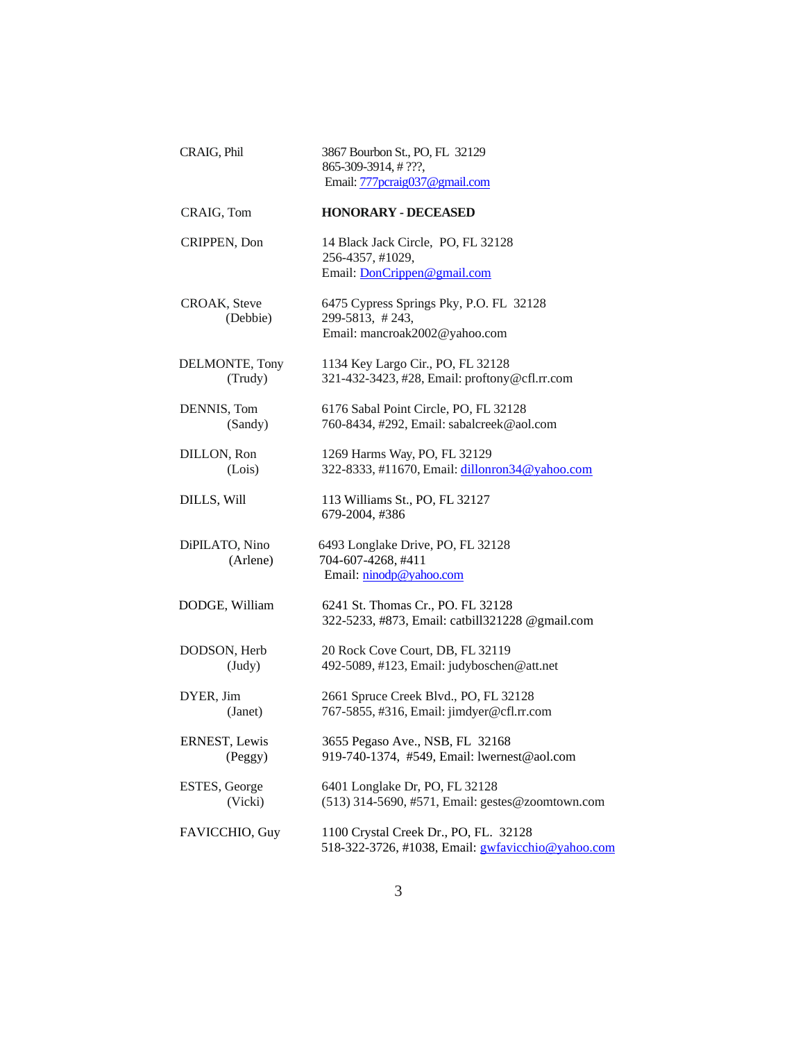| | |
|---|---|
| CRAIG, Phil | 3867 Bourbon St., PO, FL 32129<br>865-309-3914, # ???,<br>Email: 777pcraig037@gmail.com |
| CRAIG, Tom | **HONORARY - DECEASED** |
| CRIPPEN, Don | 14 Black Jack Circle, PO, FL 32128<br>256-4357, #1029,<br>Email: DonCrippen@gmail.com |
| CROAK, Steve<br>(Debbie) | 6475 Cypress Springs Pky, P.O. FL 32128<br>299-5813, # 243,<br>Email: mancroak2002@yahoo.com |
| DELMONTE, Tony<br>(Trudy) | 1134 Key Largo Cir., PO, FL 32128<br>321-432-3423, #28, Email: proftony@cfl.rr.com |
| DENNIS, Tom<br>(Sandy) | 6176 Sabal Point Circle, PO, FL 32128<br>760-8434, #292, Email: sabalcreek@aol.com |
| DILLON, Ron<br>(Lois) | 1269 Harms Way, PO, FL 32129<br>322-8333, #11670, Email: dillonron34@yahoo.com |
| DILLS, Will | 113 Williams St., PO, FL 32127<br>679-2004, #386 |
| DiPILATO, Nino<br>(Arlene) | 6493 Longlake Drive, PO, FL 32128<br>704-607-4268, #411<br>Email: ninodp@yahoo.com |
| DODGE, William | 6241 St. Thomas Cr., PO. FL 32128<br>322-5233, #873, Email: catbill321228 @gmail.com |
| DODSON, Herb<br>(Judy) | 20 Rock Cove Court, DB, FL 32119<br>492-5089, #123, Email: judyboschen@att.net |
| DYER, Jim<br>(Janet) | 2661 Spruce Creek Blvd., PO, FL 32128<br>767-5855, #316, Email: jimdyer@cfl.rr.com |
| ERNEST, Lewis<br>(Peggy) | 3655 Pegaso Ave., NSB, FL 32168<br>919-740-1374, #549, Email: lwernest@aol.com |
| ESTES, George<br>(Vicki) | 6401 Longlake Dr, PO, FL 32128<br>(513) 314-5690, #571, Email: gestes@zoomtown.com |
| FAVICCHIO, Guy | 1100 Crystal Creek Dr., PO, FL. 32128<br>518-322-3726, #1038, Email: gwfavicchio@yahoo.com |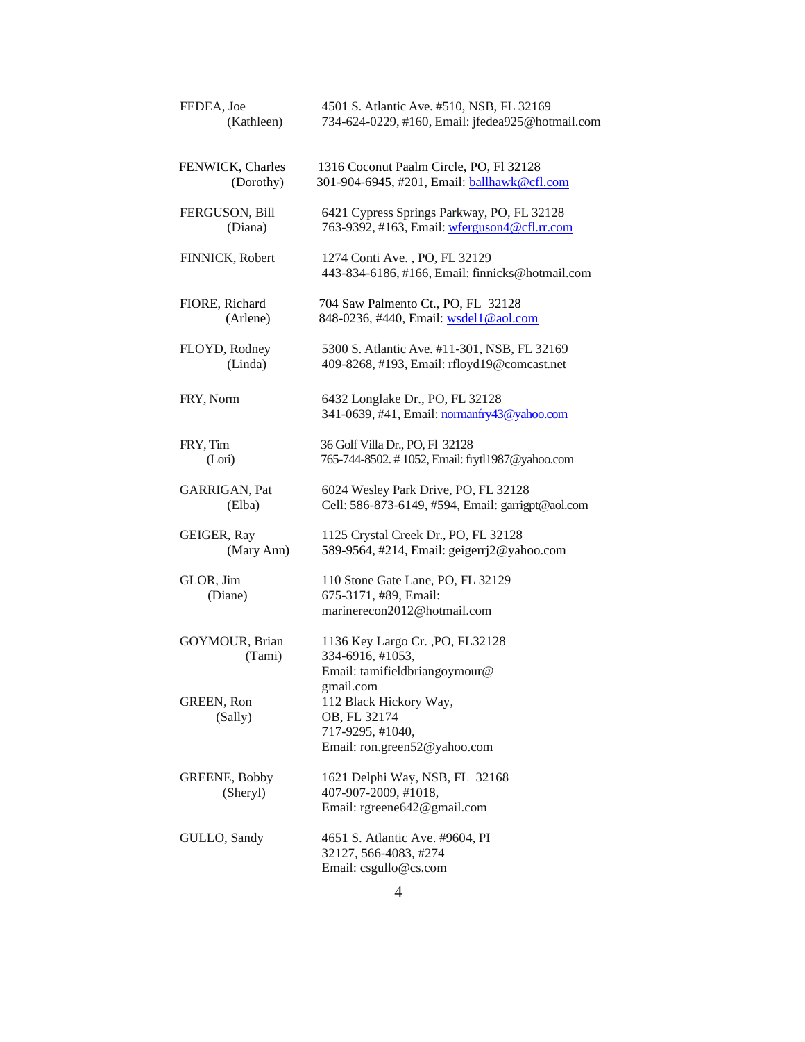| | |
|---|---|
| FEDEA, Joe<br>(Kathleen) | 4501 S. Atlantic Ave. #510, NSB, FL 32169<br>734-624-0229, #160, Email: jfedea925@hotmail.com |
| FENWICK, Charles<br>(Dorothy) | 1316 Coconut Paalm Circle, PO, Fl 32128<br>301-904-6945, #201, Email: ballhawk@cfl.com |
| FERGUSON, Bill<br>(Diana) | 6421 Cypress Springs Parkway, PO, FL 32128<br>763-9392, #163, Email: wferguson4@cfl.rr.com |
| FINNICK, Robert | 1274 Conti Ave. , PO, FL 32129<br>443-834-6186, #166, Email: finnicks@hotmail.com |
| FIORE, Richard<br>(Arlene) | 704 Saw Palmento Ct., PO, FL 32128<br>848-0236, #440, Email: wsdel1@aol.com |
| FLOYD, Rodney<br>(Linda) | 5300 S. Atlantic Ave. #11-301, NSB, FL 32169<br>409-8268, #193, Email: rfloyd19@comcast.net |
| FRY, Norm | 6432 Longlake Dr., PO, FL 32128<br>341-0639, #41, Email: normanfry43@yahoo.com |
| FRY, Tim<br>(Lori) | 36 Golf Villa Dr., PO, Fl 32128<br>765-744-8502. # 1052, Email: frytl1987@yahoo.com |
| GARRIGAN, Pat<br>(Elba) | 6024 Wesley Park Drive, PO, FL 32128<br>Cell: 586-873-6149, #594, Email: garrigpt@aol.com |
| GEIGER, Ray<br>(Mary Ann) | 1125 Crystal Creek Dr., PO, FL 32128<br>589-9564, #214, Email: geigerrj2@yahoo.com |
| GLOR, Jim<br>(Diane) | 110 Stone Gate Lane, PO, FL 32129<br>675-3171, #89, Email:<br>marinerecon2012@hotmail.com |
| GOYMOUR, Brian<br>(Tami) | 1136 Key Largo Cr. ,PO, FL32128<br>334-6916, #1053,<br>Email: tamifieldbriangoymour@<br>gmail.com |
| GREEN, Ron<br>(Sally) | 112 Black Hickory Way,<br>OB, FL 32174<br>717-9295, #1040,<br>Email: ron.green52@yahoo.com |
| GREENE, Bobby<br>(Sheryl) | 1621 Delphi Way, NSB, FL 32168<br>407-907-2009, #1018,<br>Email: rgreene642@gmail.com |
| GULLO, Sandy | 4651 S. Atlantic Ave. #9604, PI<br>32127, 566-4083, #274<br>Email: csgullo@cs.com |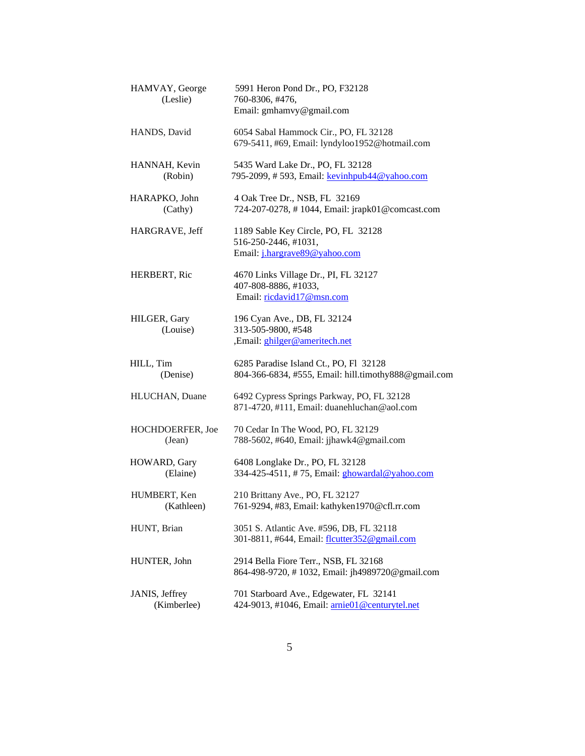HAMVAY, George (Leslie)
5991 Heron Pond Dr., PO, F32128
760-8306, #476,
Email: gmhamvy@gmail.com

HANDS, David
6054 Sabal Hammock Cir., PO, FL 32128
679-5411, #69, Email: lyndyloo1952@hotmail.com

HANNAH, Kevin (Robin)
5435 Ward Lake Dr., PO, FL 32128
795-2099, # 593, Email: kevinhpub44@yahoo.com

HARAPKO, John (Cathy)
4 Oak Tree Dr., NSB, FL 32169
724-207-0278, # 1044, Email: jrapk01@comcast.com

HARGRAVE, Jeff
1189 Sable Key Circle, PO, FL 32128
516-250-2446, #1031,
Email: j.hargrave89@yahoo.com

HERBERT, Ric
4670 Links Village Dr., PI, FL 32127
407-808-8886, #1033,
Email: ricdavid17@msn.com

HILGER, Gary (Louise)
196 Cyan Ave., DB, FL 32124
313-505-9800, #548
,Email: ghilger@ameritech.net

HILL, Tim (Denise)
6285 Paradise Island Ct., PO, Fl 32128
804-366-6834, #555, Email: hill.timothy888@gmail.com

HLUCHAN, Duane
6492 Cypress Springs Parkway, PO, FL 32128
871-4720, #111, Email: duanehluchan@aol.com

HOCHDOERFER, Joe (Jean)
70 Cedar In The Wood, PO, FL 32129
788-5602, #640, Email: jjhawk4@gmail.com

HOWARD, Gary (Elaine)
6408 Longlake Dr., PO, FL 32128
334-425-4511, # 75, Email: ghowardal@yahoo.com

HUMBERT, Ken (Kathleen)
210 Brittany Ave., PO, FL 32127
761-9294, #83, Email: kathyken1970@cfl.rr.com

HUNT, Brian
3051 S. Atlantic Ave. #596, DB, FL 32118
301-8811, #644, Email: flcutter352@gmail.com

HUNTER, John
2914 Bella Fiore Terr., NSB, FL 32168
864-498-9720, # 1032, Email: jh4989720@gmail.com

JANIS, Jeffrey (Kimberlee)
701 Starboard Ave., Edgewater, FL 32141
424-9013, #1046, Email: arnie01@centurytel.net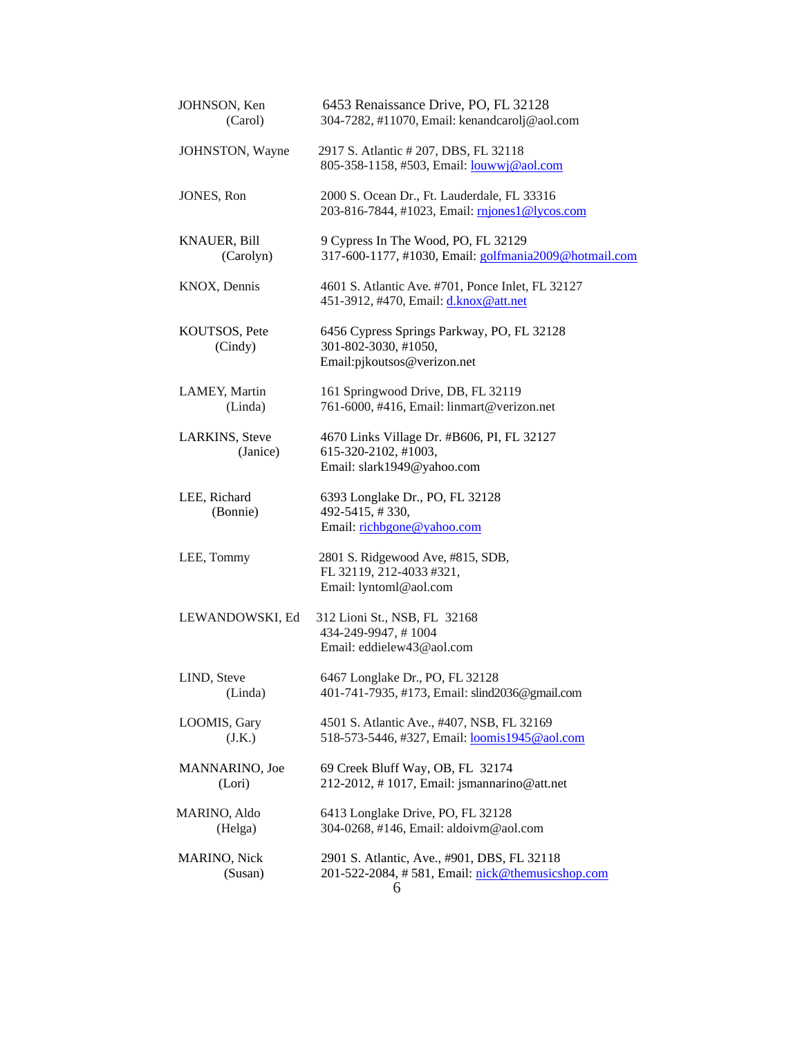JOHNSON, Ken (Carol)
6453 Renaissance Drive, PO, FL 32128
304-7282, #11070, Email: kenandcarolj@aol.com

JOHNSTON, Wayne
2917 S. Atlantic # 207, DBS, FL 32118
805-358-1158, #503, Email: louwwj@aol.com

JONES, Ron
2000 S. Ocean Dr., Ft. Lauderdale, FL 33316
203-816-7844, #1023, Email: rnjones1@lycos.com

KNAUER, Bill (Carolyn)
9 Cypress In The Wood, PO, FL 32129
317-600-1177, #1030, Email: golfmania2009@hotmail.com

KNOX, Dennis
4601 S. Atlantic Ave. #701, Ponce Inlet, FL 32127
451-3912, #470, Email: d.knox@att.net

KOUTSOS, Pete (Cindy)
6456 Cypress Springs Parkway, PO, FL 32128
301-802-3030, #1050,
Email:pjkoutsos@verizon.net

LAMEY, Martin (Linda)
161 Springwood Drive, DB, FL 32119
761-6000, #416, Email: linmart@verizon.net

LARKINS, Steve (Janice)
4670 Links Village Dr. #B606, PI, FL 32127
615-320-2102, #1003,
Email: slark1949@yahoo.com

LEE, Richard (Bonnie)
6393 Longlake Dr., PO, FL 32128
492-5415, # 330,
Email: richbgone@yahoo.com

LEE, Tommy
2801 S. Ridgewood Ave, #815, SDB,
FL 32119, 212-4033 #321,
Email: lyntoml@aol.com

LEWANDOWSKI, Ed
312 Lioni St., NSB, FL 32168
434-249-9947, # 1004
Email: eddielew43@aol.com

LIND, Steve (Linda)
6467 Longlake Dr., PO, FL 32128
401-741-7935, #173, Email: slind2036@gmail.com

LOOMIS, Gary (J.K.)
4501 S. Atlantic Ave., #407, NSB, FL 32169
518-573-5446, #327, Email: loomis1945@aol.com

MANNARINO, Joe (Lori)
69 Creek Bluff Way, OB, FL 32174
212-2012, # 1017, Email: jsmannarino@att.net

MARINO, Aldo (Helga)
6413 Longlake Drive, PO, FL 32128
304-0268, #146, Email: aldoivm@aol.com

MARINO, Nick (Susan)
2901 S. Atlantic, Ave., #901, DBS, FL 32118
201-522-2084, # 581, Email: nick@themusicshop.com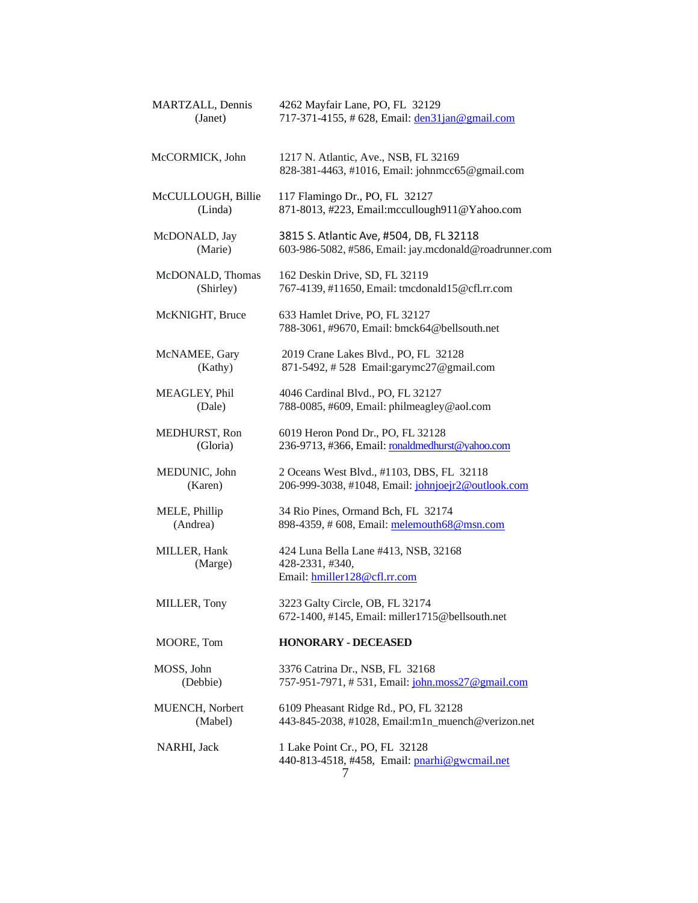| | |
|---|---|
| MARTZALL, Dennis<br>(Janet) | 4262 Mayfair Lane, PO, FL 32129<br>717-371-4155, # 628, Email: den31jan@gmail.com |
| McCORMICK, John | 1217 N. Atlantic, Ave., NSB, FL 32169<br>828-381-4463, #1016, Email: johnmcc65@gmail.com |
| McCULLOUGH, Billie<br>(Linda) | 117 Flamingo Dr., PO, FL 32127<br>871-8013, #223, Email:mccullough911@Yahoo.com |
| McDONALD, Jay<br>(Marie) | 3815 S. Atlantic Ave, #504, DB, FL 32118<br>603-986-5082, #586, Email: jay.mcdonald@roadrunner.com |
| McDONALD, Thomas<br>(Shirley) | 162 Deskin Drive, SD, FL 32119<br>767-4139, #11650, Email: tmcdonald15@cfl.rr.com |
| McKNIGHT, Bruce | 633 Hamlet Drive, PO, FL 32127<br>788-3061, #9670, Email: bmck64@bellsouth.net |
| McNAMEE, Gary<br>(Kathy) | 2019 Crane Lakes Blvd., PO, FL 32128<br>871-5492, # 528 Email:garymc27@gmail.com |
| MEAGLEY, Phil<br>(Dale) | 4046 Cardinal Blvd., PO, FL 32127<br>788-0085, #609, Email: philmeagley@aol.com |
| MEDHURST, Ron<br>(Gloria) | 6019 Heron Pond Dr., PO, FL 32128<br>236-9713, #366, Email: ronaldmedhurst@yahoo.com |
| MEDUNIC, John<br>(Karen) | 2 Oceans West Blvd., #1103, DBS, FL 32118<br>206-999-3038, #1048, Email: johnjoejr2@outlook.com |
| MELE, Phillip<br>(Andrea) | 34 Rio Pines, Ormand Bch, FL 32174<br>898-4359, # 608, Email: melemouth68@msn.com |
| MILLER, Hank<br>(Marge) | 424 Luna Bella Lane #413, NSB, 32168<br>428-2331, #340,<br>Email: hmiller128@cfl.rr.com |
| MILLER, Tony | 3223 Galty Circle, OB, FL 32174<br>672-1400, #145, Email: miller1715@bellsouth.net |
| MOORE, Tom | **HONORARY - DECEASED** |
| MOSS, John<br>(Debbie) | 3376 Catrina Dr., NSB, FL 32168<br>757-951-7971, # 531, Email: john.moss27@gmail.com |
| MUENCH, Norbert<br>(Mabel) | 6109 Pheasant Ridge Rd., PO, FL 32128<br>443-845-2038, #1028, Email:m1n_muench@verizon.net |
| NARHI, Jack | 1 Lake Point Cr., PO, FL 32128<br>440-813-4518, #458, Email: pnarhi@gwcmail.net |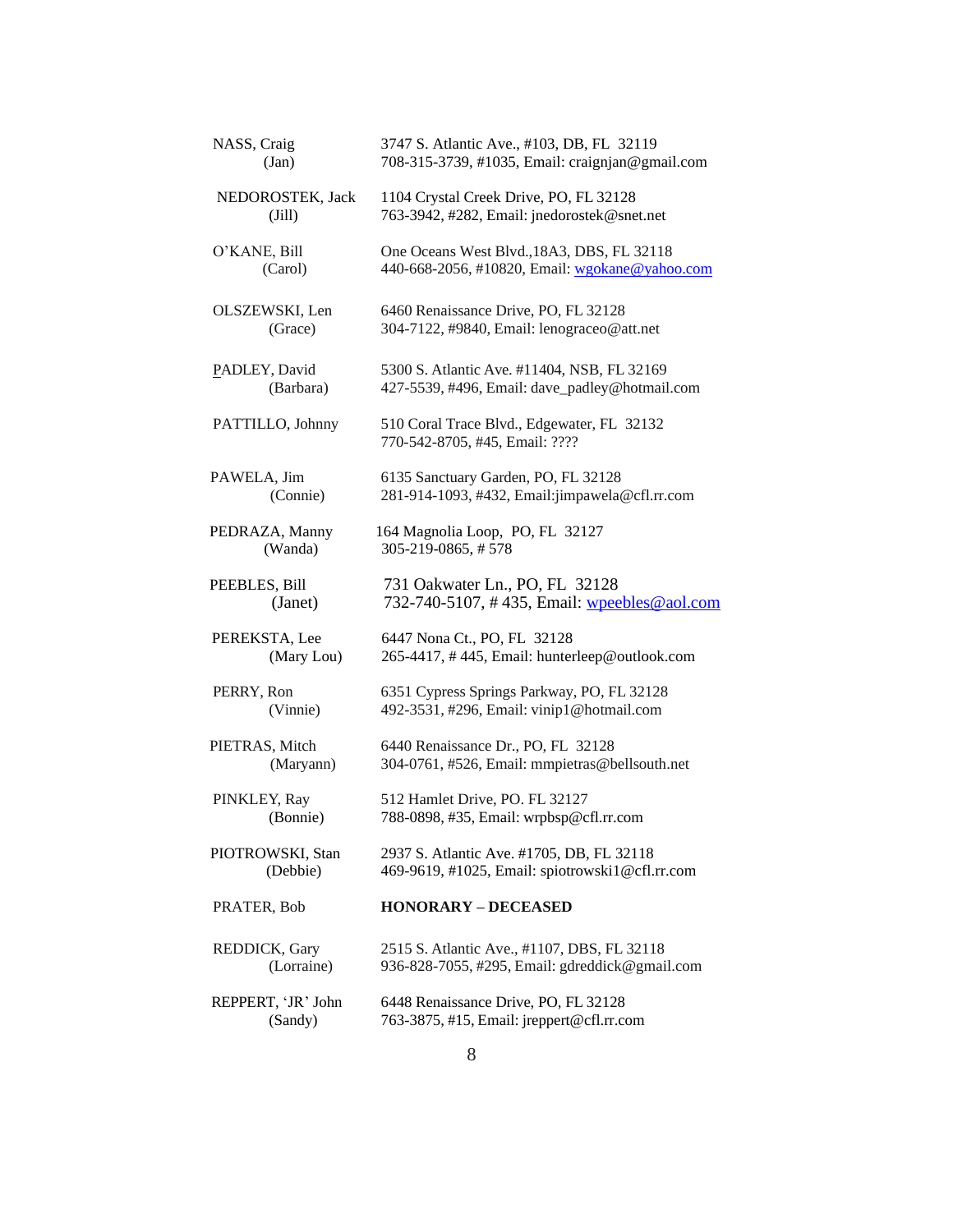| | |
|---|---|
| NASS, Craig (Jan) | 3747 S. Atlantic Ave., #103, DB, FL 32119<br>708-315-3739, #1035, Email: craignjan@gmail.com |
| NEDOROSTEK, Jack (Jill) | 1104 Crystal Creek Drive, PO, FL 32128<br>763-3942, #282, Email: jnedorostek@snet.net |
| O'KANE, Bill (Carol) | One Oceans West Blvd.,18A3, DBS, FL 32118<br>440-668-2056, #10820, Email: wgokane@yahoo.com |
| OLSZEWSKI, Len (Grace) | 6460 Renaissance Drive, PO, FL 32128<br>304-7122, #9840, Email: lenograceo@att.net |
| PADLEY, David (Barbara) | 5300 S. Atlantic Ave. #11404, NSB, FL 32169<br>427-5539, #496, Email: dave_padley@hotmail.com |
| PATTILLO, Johnny | 510 Coral Trace Blvd., Edgewater, FL 32132<br>770-542-8705, #45, Email: ???? |
| PAWELA, Jim (Connie) | 6135 Sanctuary Garden, PO, FL 32128<br>281-914-1093, #432, Email:jimpawela@cfl.rr.com |
| PEDRAZA, Manny (Wanda) | 164 Magnolia Loop, PO, FL 32127<br>305-219-0865, # 578 |
| PEEBLES, Bill (Janet) | 731 Oakwater Ln., PO, FL 32128<br>732-740-5107, # 435, Email: wpeebles@aol.com |
| PEREKSTA, Lee (Mary Lou) | 6447 Nona Ct., PO, FL 32128<br>265-4417, # 445, Email: hunterleep@outlook.com |
| PERRY, Ron (Vinnie) | 6351 Cypress Springs Parkway, PO, FL 32128<br>492-3531, #296, Email: vinip1@hotmail.com |
| PIETRAS, Mitch (Maryann) | 6440 Renaissance Dr., PO, FL 32128<br>304-0761, #526, Email: mmpietras@bellsouth.net |
| PINKLEY, Ray (Bonnie) | 512 Hamlet Drive, PO. FL 32127<br>788-0898, #35, Email: wrpbsp@cfl.rr.com |
| PIOTROWSKI, Stan (Debbie) | 2937 S. Atlantic Ave. #1705, DB, FL 32118<br>469-9619, #1025, Email: spiotrowski1@cfl.rr.com |
| PRATER, Bob | **HONORARY – DECEASED** |
| REDDICK, Gary (Lorraine) | 2515 S. Atlantic Ave., #1107, DBS, FL 32118<br>936-828-7055, #295, Email: gdreddick@gmail.com |
| REPPERT, 'JR' John (Sandy) | 6448 Renaissance Drive, PO, FL 32128<br>763-3875, #15, Email: jreppert@cfl.rr.com |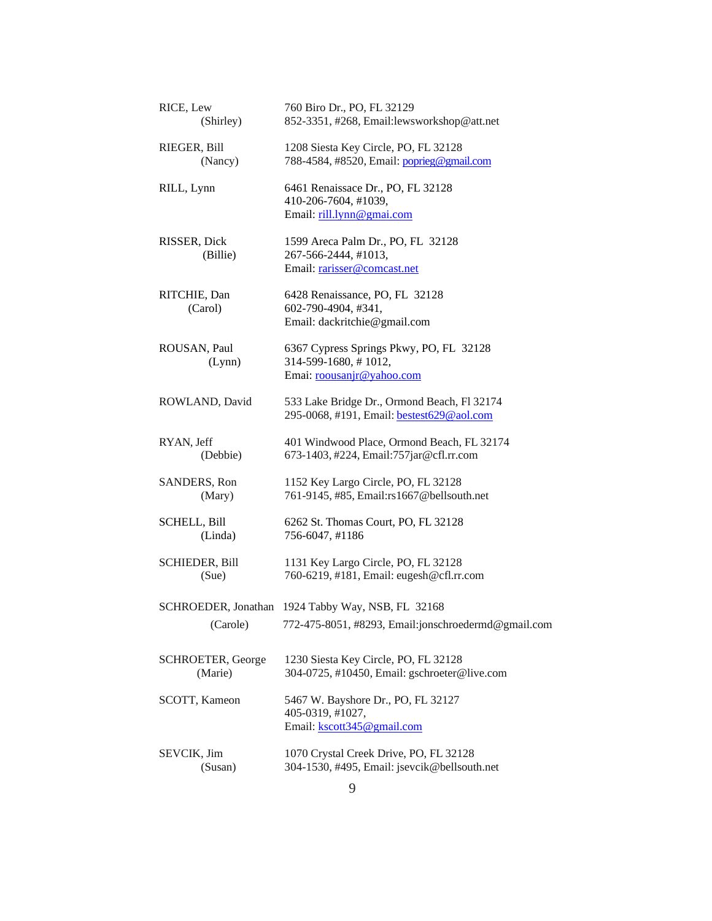RICE, Lew (Shirley)
760 Biro Dr., PO, FL 32129
852-3351, #268, Email:lewsworkshop@att.net

RIEGER, Bill (Nancy)
1208 Siesta Key Circle, PO, FL 32128
788-4584, #8520, Email: poprieg@gmail.com

RILL, Lynn
6461 Renaissace Dr., PO, FL 32128
410-206-7604, #1039,
Email: rill.lynn@gmai.com

RISSER, Dick (Billie)
1599 Areca Palm Dr., PO, FL 32128
267-566-2444, #1013,
Email: rarisser@comcast.net

RITCHIE, Dan (Carol)
6428 Renaissance, PO, FL 32128
602-790-4904, #341,
Email: dackritchie@gmail.com

ROUSAN, Paul (Lynn)
6367 Cypress Springs Pkwy, PO, FL 32128
314-599-1680, # 1012,
Emai: roousanjr@yahoo.com

ROWLAND, David
533 Lake Bridge Dr., Ormond Beach, Fl 32174
295-0068, #191, Email: bestest629@aol.com

RYAN, Jeff (Debbie)
401 Windwood Place, Ormond Beach, FL 32174
673-1403, #224, Email:757jar@cfl.rr.com

SANDERS, Ron (Mary)
1152 Key Largo Circle, PO, FL 32128
761-9145, #85, Email:rs1667@bellsouth.net

SCHELL, Bill (Linda)
6262 St. Thomas Court, PO, FL 32128
756-6047, #1186

SCHIEDER, Bill (Sue)
1131 Key Largo Circle, PO, FL 32128
760-6219, #181, Email: eugesh@cfl.rr.com

SCHROEDER, Jonathan (Carole)
1924 Tabby Way, NSB, FL 32168
772-475-8051, #8293, Email:jonschroedermd@gmail.com

SCHROETER, George (Marie)
1230 Siesta Key Circle, PO, FL 32128
304-0725, #10450, Email: gschroeter@live.com

SCOTT, Kameon
5467 W. Bayshore Dr., PO, FL 32127
405-0319, #1027,
Email: kscott345@gmail.com

SEVCIK, Jim (Susan)
1070 Crystal Creek Drive, PO, FL 32128
304-1530, #495, Email: jsevcik@bellsouth.net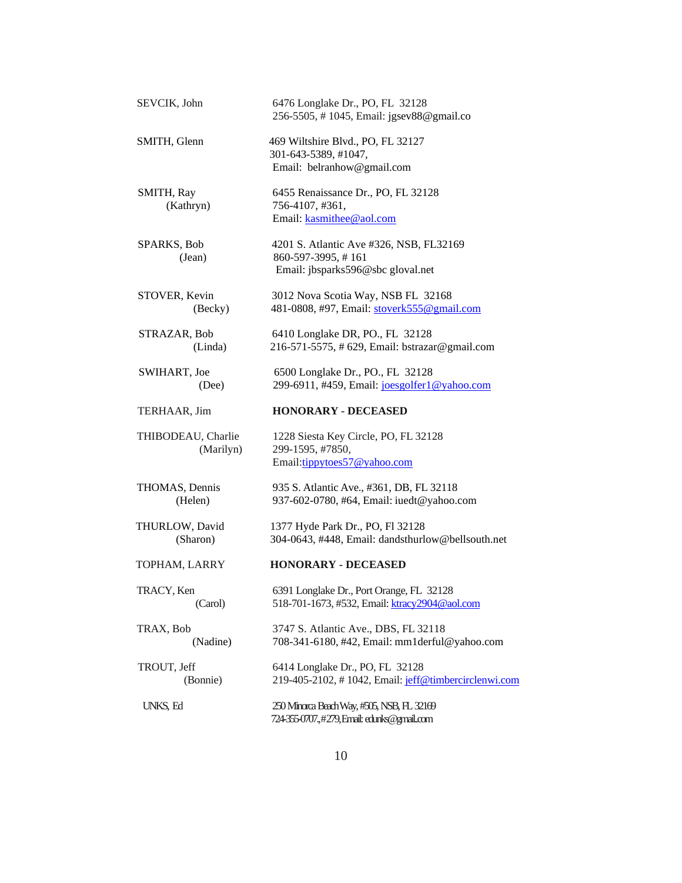SEVCIK, John
6476 Longlake Dr., PO, FL 32128
256-5505, # 1045, Email: jgsev88@gmail.co

SMITH, Glenn
469 Wiltshire Blvd., PO, FL 32127
301-643-5389, #1047,
Email: belranhow@gmail.com

SMITH, Ray (Kathryn)
6455 Renaissance Dr., PO, FL 32128
756-4107, #361,
Email: kasmithee@aol.com

SPARKS, Bob (Jean)
4201 S. Atlantic Ave #326, NSB, FL32169
860-597-3995, # 161
Email: jbsparks596@sbc gloval.net

STOVER, Kevin (Becky)
3012 Nova Scotia Way, NSB FL 32168
481-0808, #97, Email: stoverk555@gmail.com

STRAZAR, Bob (Linda)
6410 Longlake DR, PO., FL 32128
216-571-5575, # 629, Email: bstrazar@gmail.com

SWIHART, Joe (Dee)
6500 Longlake Dr., PO., FL 32128
299-6911, #459, Email: joesgolfer1@yahoo.com

TERHAAR, Jim
**HONORARY - DECEASED**

THIBODEAU, Charlie (Marilyn)
1228 Siesta Key Circle, PO, FL 32128
299-1595, #7850,
Email:tippytoes57@yahoo.com

THOMAS, Dennis (Helen)
935 S. Atlantic Ave., #361, DB, FL 32118
937-602-0780, #64, Email: iuedt@yahoo.com

THURLOW, David (Sharon)
1377 Hyde Park Dr., PO, Fl 32128
304-0643, #448, Email: dandsthurlow@bellsouth.net

TOPHAM, LARRY
**HONORARY - DECEASED**

TRACY, Ken (Carol)
6391 Longlake Dr., Port Orange, FL 32128
518-701-1673, #532, Email: ktracy2904@aol.com

TRAX, Bob (Nadine)
3747 S. Atlantic Ave., DBS, FL 32118
708-341-6180, #42, Email: mm1derful@yahoo.com

TROUT, Jeff (Bonnie)
6414 Longlake Dr., PO, FL 32128
219-405-2102, # 1042, Email: jeff@timbercirclenwi.com

UNKS, Ed
250 Minorca Beach Way, #505, NSB, FL 32169
724-355-0707., #279, Email: edunks@gmail.com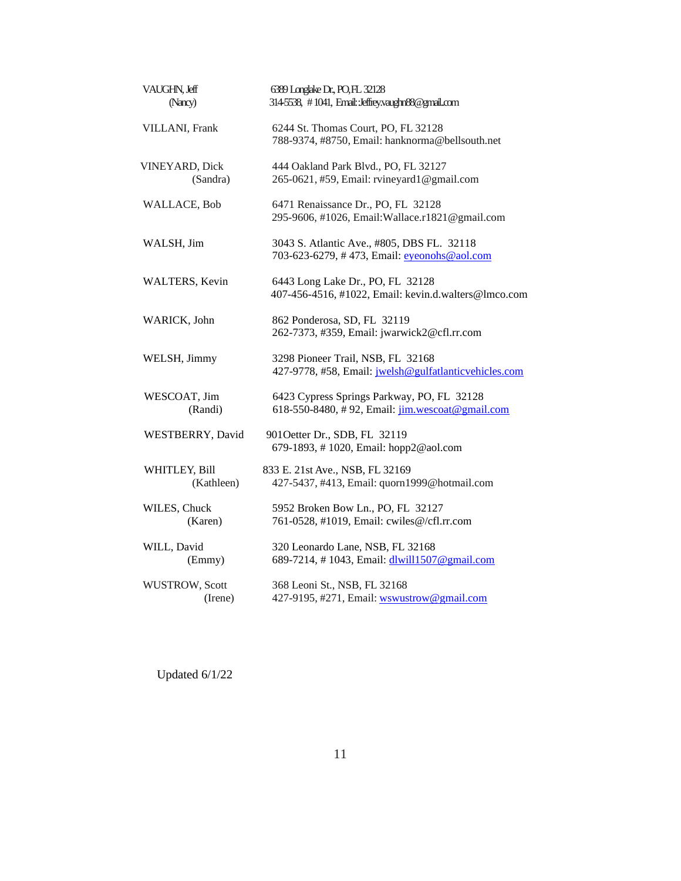| | |
|---|---|
| VAUGHN, Jeff<br>(Nancy) | 6389 Longlake Dr., PO, FL 32128<br>314-5538, # 1041, Email: Jeffrey.vaughn88@gmail.com |
| VILLANI, Frank | 6244 St. Thomas Court, PO, FL 32128<br>788-9374, #8750, Email: hanknorma@bellsouth.net |
| VINEYARD, Dick<br>(Sandra) | 444 Oakland Park Blvd., PO, FL 32127<br>265-0621, #59, Email: rvineyard1@gmail.com |
| WALLACE, Bob | 6471 Renaissance Dr., PO, FL 32128<br>295-9606, #1026, Email:Wallace.r1821@gmail.com |
| WALSH, Jim | 3043 S. Atlantic Ave., #805, DBS FL. 32118<br>703-623-6279, # 473, Email: eyeonohs@aol.com |
| WALTERS, Kevin | 6443 Long Lake Dr., PO, FL 32128<br>407-456-4516, #1022, Email: kevin.d.walters@lmco.com |
| WARICK, John | 862 Ponderosa, SD, FL 32119<br>262-7373, #359, Email: jwarwick2@cfl.rr.com |
| WELSH, Jimmy | 3298 Pioneer Trail, NSB, FL 32168<br>427-9778, #58, Email: jwelsh@gulfatlanticvehicles.com |
| WESCOAT, Jim<br>(Randi) | 6423 Cypress Springs Parkway, PO, FL 32128<br>618-550-8480, # 92, Email: jim.wescoat@gmail.com |
| WESTBERRY, David | 901Oetter Dr., SDB, FL 32119<br>679-1893, # 1020, Email: hopp2@aol.com |
| WHITLEY, Bill<br>(Kathleen) | 833 E. 21st Ave., NSB, FL 32169<br>427-5437, #413, Email: quorn1999@hotmail.com |
| WILES, Chuck<br>(Karen) | 5952 Broken Bow Ln., PO, FL 32127<br>761-0528, #1019, Email: cwiles@/cfl.rr.com |
| WILL, David<br>(Emmy) | 320 Leonardo Lane, NSB, FL 32168<br>689-7214, # 1043, Email: dlwill1507@gmail.com |
| WUSTROW, Scott<br>(Irene) | 368 Leoni St., NSB, FL 32168<br>427-9195, #271, Email: wswustrow@gmail.com |

Updated 6/1/22